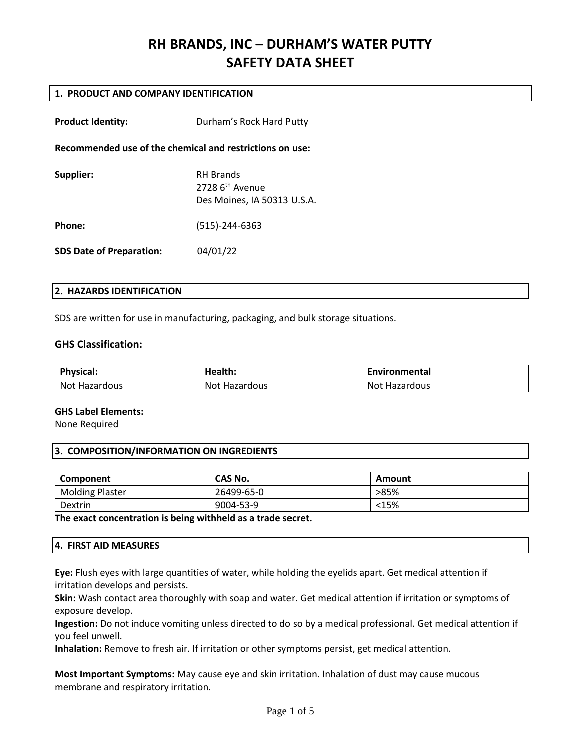# RH BRANDS, INC – DURHAM'S WATER PUTTY
# SAFETY DATA SHEET

## 1. PRODUCT AND COMPANY IDENTIFICATION

**Product Identity:** Durham's Rock Hard Putty

**Recommended use of the chemical and restrictions on use:**

**Supplier:** RH Brands
2728 6th Avenue
Des Moines, IA 50313 U.S.A.

**Phone:** (515)-244-6363

**SDS Date of Preparation:** 04/01/22

## 2. HAZARDS IDENTIFICATION

SDS are written for use in manufacturing, packaging, and bulk storage situations.

### GHS Classification:

| Physical: | Health: | Environmental |
|---|---|---|
| Not Hazardous | Not Hazardous | Not Hazardous |

**GHS Label Elements:**
None Required

## 3. COMPOSITION/INFORMATION ON INGREDIENTS

| Component | CAS No. | Amount |
|---|---|---|
| Molding Plaster | 26499-65-0 | >85% |
| Dextrin | 9004-53-9 | <15% |

**The exact concentration is being withheld as a trade secret.**

## 4. FIRST AID MEASURES

**Eye:** Flush eyes with large quantities of water, while holding the eyelids apart. Get medical attention if irritation develops and persists.
**Skin:** Wash contact area thoroughly with soap and water. Get medical attention if irritation or symptoms of exposure develop.
**Ingestion:** Do not induce vomiting unless directed to do so by a medical professional. Get medical attention if you feel unwell.
**Inhalation:** Remove to fresh air. If irritation or other symptoms persist, get medical attention.

**Most Important Symptoms:** May cause eye and skin irritation. Inhalation of dust may cause mucous membrane and respiratory irritation.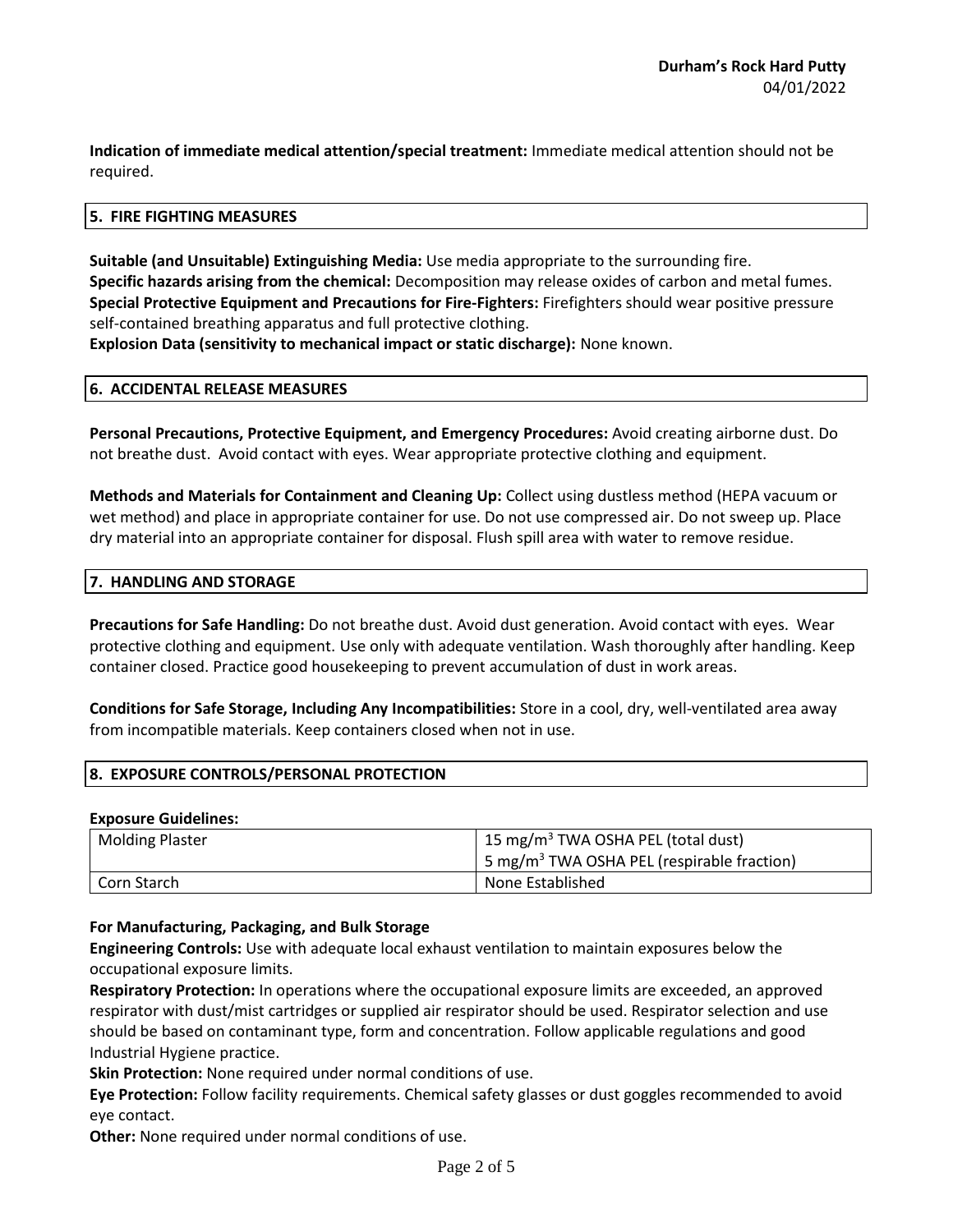**Indication of immediate medical attention/special treatment:** Immediate medical attention should not be required.

## 5. FIRE FIGHTING MEASURES

**Suitable (and Unsuitable) Extinguishing Media:** Use media appropriate to the surrounding fire.
**Specific hazards arising from the chemical:** Decomposition may release oxides of carbon and metal fumes.
**Special Protective Equipment and Precautions for Fire-Fighters:** Firefighters should wear positive pressure self-contained breathing apparatus and full protective clothing.
**Explosion Data (sensitivity to mechanical impact or static discharge):** None known.

## 6. ACCIDENTAL RELEASE MEASURES

**Personal Precautions, Protective Equipment, and Emergency Procedures:** Avoid creating airborne dust. Do not breathe dust. Avoid contact with eyes. Wear appropriate protective clothing and equipment.

**Methods and Materials for Containment and Cleaning Up:** Collect using dustless method (HEPA vacuum or wet method) and place in appropriate container for use. Do not use compressed air. Do not sweep up. Place dry material into an appropriate container for disposal. Flush spill area with water to remove residue.

## 7. HANDLING AND STORAGE

**Precautions for Safe Handling:** Do not breathe dust. Avoid dust generation. Avoid contact with eyes. Wear protective clothing and equipment. Use only with adequate ventilation. Wash thoroughly after handling. Keep container closed. Practice good housekeeping to prevent accumulation of dust in work areas.

**Conditions for Safe Storage, Including Any Incompatibilities:** Store in a cool, dry, well-ventilated area away from incompatible materials. Keep containers closed when not in use.

## 8. EXPOSURE CONTROLS/PERSONAL PROTECTION

**Exposure Guidelines:**

| | |
|---|---|
| Molding Plaster | 15 mg/m$^3$ TWA OSHA PEL (total dust)<br>5 mg/m$^3$ TWA OSHA PEL (respirable fraction) |
| Corn Starch | None Established |

**For Manufacturing, Packaging, and Bulk Storage**
**Engineering Controls:** Use with adequate local exhaust ventilation to maintain exposures below the occupational exposure limits.
**Respiratory Protection:** In operations where the occupational exposure limits are exceeded, an approved respirator with dust/mist cartridges or supplied air respirator should be used. Respirator selection and use should be based on contaminant type, form and concentration. Follow applicable regulations and good Industrial Hygiene practice.
**Skin Protection:** None required under normal conditions of use.
**Eye Protection:** Follow facility requirements. Chemical safety glasses or dust goggles recommended to avoid eye contact.
**Other:** None required under normal conditions of use.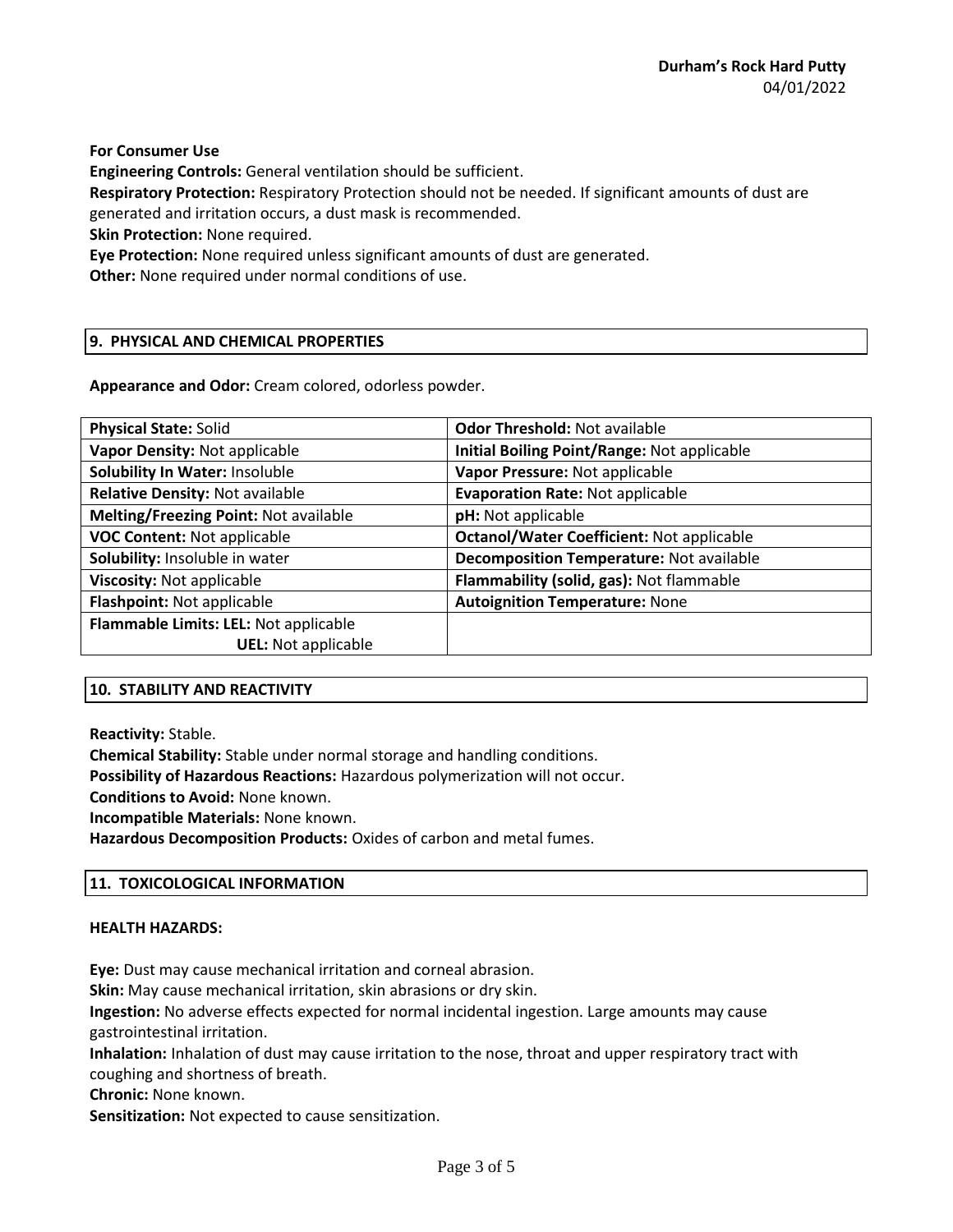**For Consumer Use**

**Engineering Controls:** General ventilation should be sufficient.

**Respiratory Protection:** Respiratory Protection should not be needed. If significant amounts of dust are generated and irritation occurs, a dust mask is recommended.

**Skin Protection:** None required.

**Eye Protection:** None required unless significant amounts of dust are generated.

**Other:** None required under normal conditions of use.

## 9. PHYSICAL AND CHEMICAL PROPERTIES

**Appearance and Odor:** Cream colored, odorless powder.

| | |
|---|---|
| **Physical State:** Solid | **Odor Threshold:** Not available |
| **Vapor Density:** Not applicable | **Initial Boiling Point/Range:** Not applicable |
| **Solubility In Water:** Insoluble | **Vapor Pressure:** Not applicable |
| **Relative Density:** Not available | **Evaporation Rate:** Not applicable |
| **Melting/Freezing Point:** Not available | **pH:** Not applicable |
| **VOC Content:** Not applicable | **Octanol/Water Coefficient:** Not applicable |
| **Solubility:** Insoluble in water | **Decomposition Temperature:** Not available |
| **Viscosity:** Not applicable | **Flammability (solid, gas):** Not flammable |
| **Flashpoint:** Not applicable | **Autoignition Temperature:** None |
| **Flammable Limits: LEL:** Not applicable<br>**UEL:** Not applicable | |

## 10. STABILITY AND REACTIVITY

**Reactivity:** Stable.

**Chemical Stability:** Stable under normal storage and handling conditions.

**Possibility of Hazardous Reactions:** Hazardous polymerization will not occur.

**Conditions to Avoid:** None known.

**Incompatible Materials:** None known.

**Hazardous Decomposition Products:** Oxides of carbon and metal fumes.

## 11. TOXICOLOGICAL INFORMATION

**HEALTH HAZARDS:**

**Eye:** Dust may cause mechanical irritation and corneal abrasion.

**Skin:** May cause mechanical irritation, skin abrasions or dry skin.

**Ingestion:** No adverse effects expected for normal incidental ingestion. Large amounts may cause gastrointestinal irritation.

**Inhalation:** Inhalation of dust may cause irritation to the nose, throat and upper respiratory tract with coughing and shortness of breath.

**Chronic:** None known.

**Sensitization:** Not expected to cause sensitization.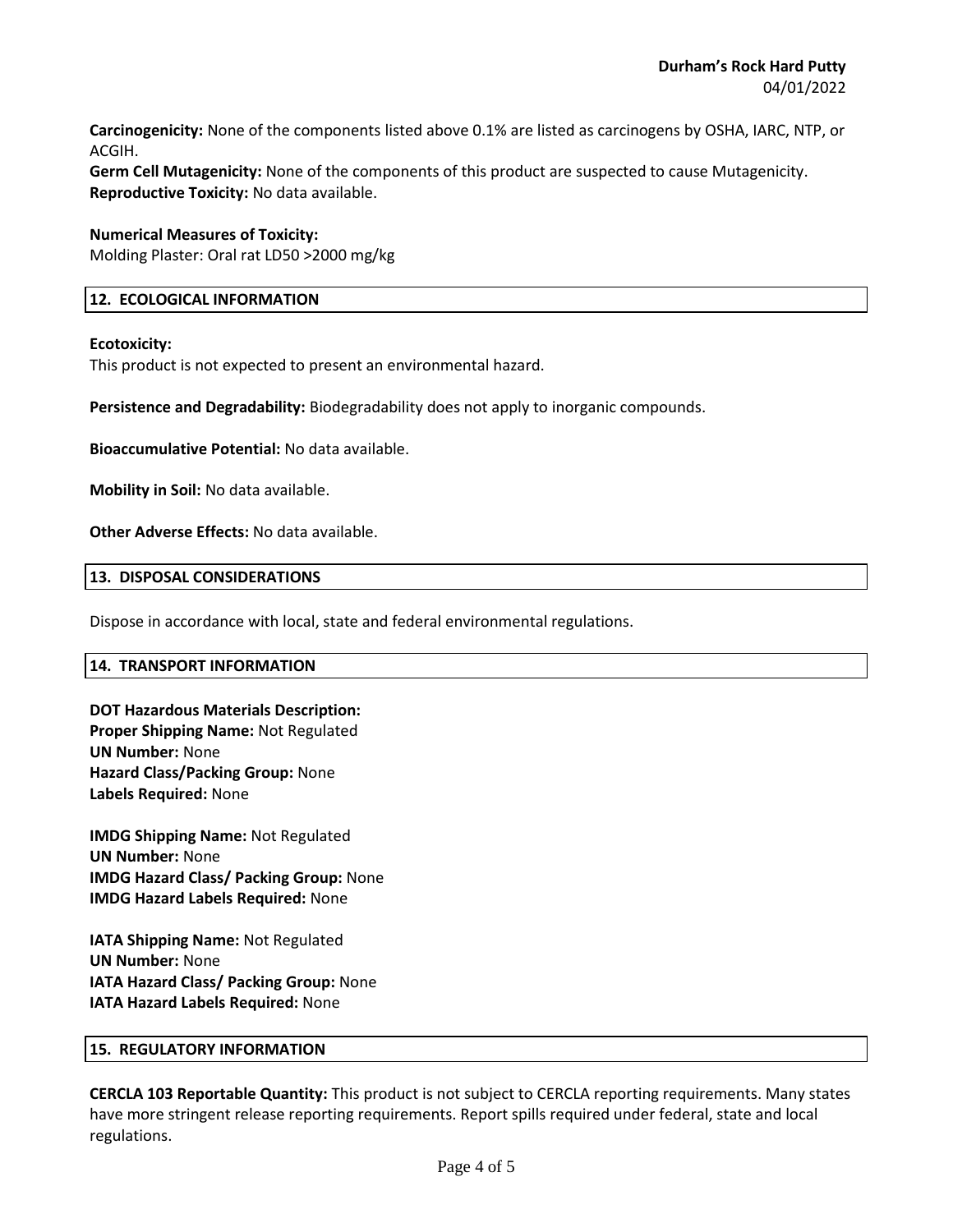**Carcinogenicity:** None of the components listed above 0.1% are listed as carcinogens by OSHA, IARC, NTP, or ACGIH.
**Germ Cell Mutagenicity:** None of the components of this product are suspected to cause Mutagenicity.
**Reproductive Toxicity:** No data available.

**Numerical Measures of Toxicity:**
Molding Plaster: Oral rat LD50 >2000 mg/kg

## 12. ECOLOGICAL INFORMATION

**Ecotoxicity:**
This product is not expected to present an environmental hazard.

**Persistence and Degradability:** Biodegradability does not apply to inorganic compounds.

**Bioaccumulative Potential:** No data available.

**Mobility in Soil:** No data available.

**Other Adverse Effects:** No data available.

## 13. DISPOSAL CONSIDERATIONS

Dispose in accordance with local, state and federal environmental regulations.

## 14. TRANSPORT INFORMATION

**DOT Hazardous Materials Description:**
**Proper Shipping Name:** Not Regulated
**UN Number:** None
**Hazard Class/Packing Group:** None
**Labels Required:** None

**IMDG Shipping Name:** Not Regulated
**UN Number:** None
**IMDG Hazard Class/ Packing Group:** None
**IMDG Hazard Labels Required:** None

**IATA Shipping Name:** Not Regulated
**UN Number:** None
**IATA Hazard Class/ Packing Group:** None
**IATA Hazard Labels Required:** None

## 15. REGULATORY INFORMATION

**CERCLA 103 Reportable Quantity:** This product is not subject to CERCLA reporting requirements. Many states have more stringent release reporting requirements. Report spills required under federal, state and local regulations.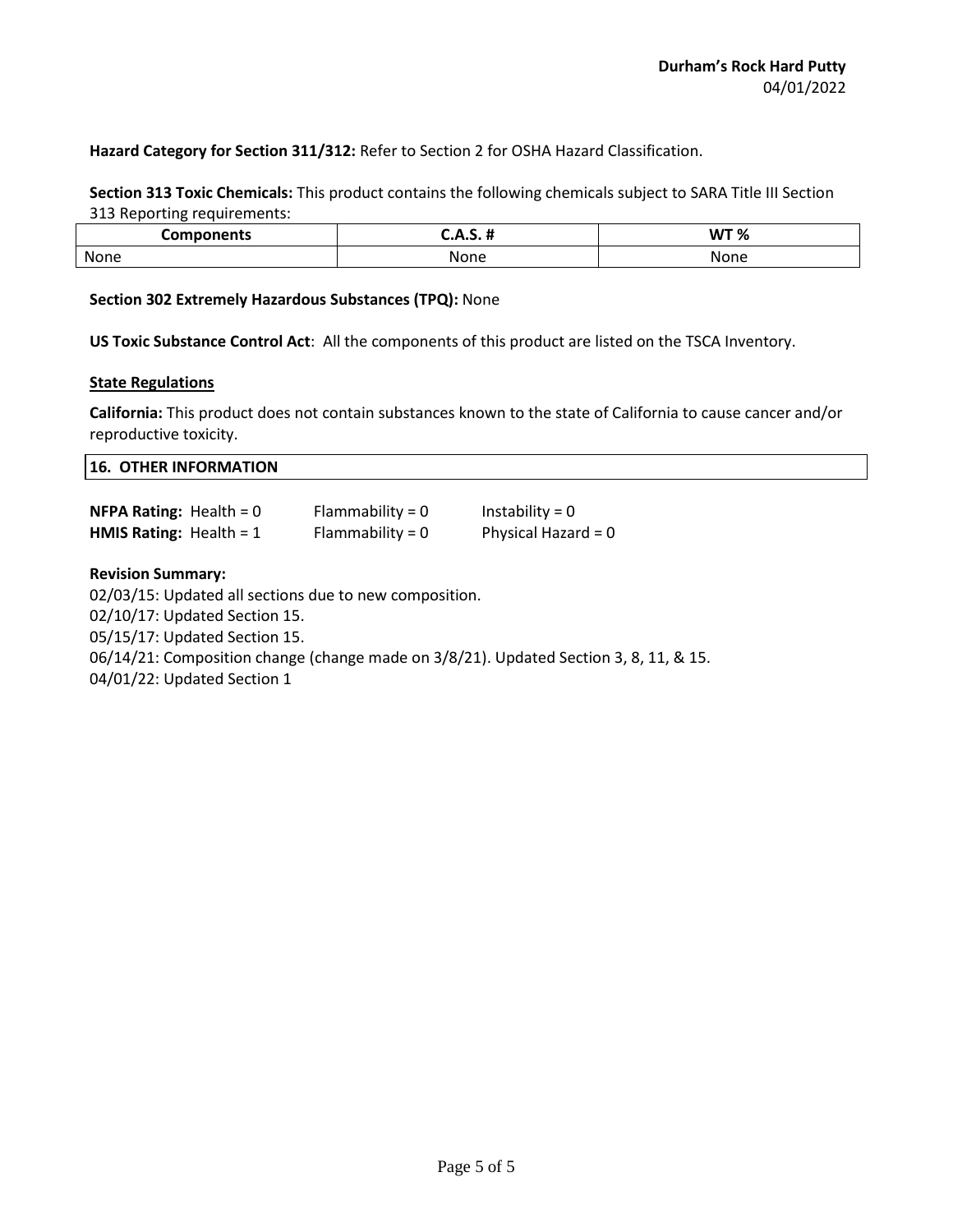**Hazard Category for Section 311/312:** Refer to Section 2 for OSHA Hazard Classification.

**Section 313 Toxic Chemicals:** This product contains the following chemicals subject to SARA Title III Section 313 Reporting requirements:

| Components | C.A.S. # | WT % |
|---|---|---|
| None | None | None |

**Section 302 Extremely Hazardous Substances (TPQ):** None

**US Toxic Substance Control Act**: All the components of this product are listed on the TSCA Inventory.

**State Regulations**

**California:** This product does not contain substances known to the state of California to cause cancer and/or reproductive toxicity.

## 16. OTHER INFORMATION

**NFPA Rating:** Health = 0 Flammability = 0 Instability = 0
**HMIS Rating:** Health = 1 Flammability = 0 Physical Hazard = 0

**Revision Summary:**
02/03/15: Updated all sections due to new composition.
02/10/17: Updated Section 15.
05/15/17: Updated Section 15.
06/14/21: Composition change (change made on 3/8/21). Updated Section 3, 8, 11, & 15.
04/01/22: Updated Section 1